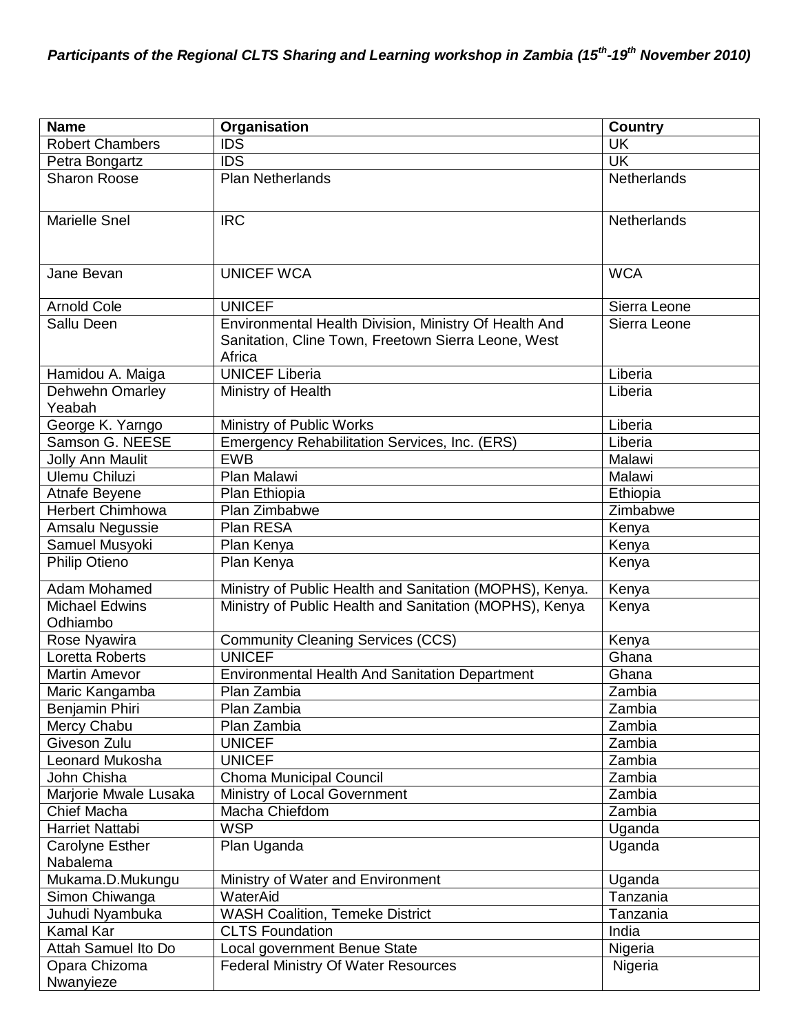***Participants of the Regional CLTS Sharing and Learning workshop in Zambia (15th-19th November 2010)***

| Name | Organisation | Country |
|---|---|---|
| Robert Chambers | IDS | UK |
| Petra Bongartz | IDS | UK |
| Sharon Roose | Plan Netherlands | Netherlands |
| Marielle Snel | IRC | Netherlands |
| Jane Bevan | UNICEF WCA | WCA |
| Arnold Cole | UNICEF | Sierra Leone |
| Sallu Deen | Environmental Health Division, Ministry Of Health And Sanitation, Cline Town, Freetown Sierra Leone, West Africa | Sierra Leone |
| Hamidou A. Maiga | UNICEF Liberia | Liberia |
| Dehwehn Omarley Yeabah | Ministry of Health | Liberia |
| George K. Yarngo | Ministry of Public Works | Liberia |
| Samson G. NEESE | Emergency Rehabilitation Services, Inc. (ERS) | Liberia |
| Jolly Ann Maulit | EWB | Malawi |
| Ulemu Chiluzi | Plan Malawi | Malawi |
| Atnafe Beyene | Plan Ethiopia | Ethiopia |
| Herbert Chimhowa | Plan Zimbabwe | Zimbabwe |
| Amsalu Negussie | Plan RESA | Kenya |
| Samuel Musyoki | Plan Kenya | Kenya |
| Philip Otieno | Plan Kenya | Kenya |
| Adam Mohamed | Ministry of Public Health and Sanitation (MOPHS), Kenya. | Kenya |
| Michael Edwins Odhiambo | Ministry of Public Health and Sanitation (MOPHS), Kenya | Kenya |
| Rose Nyawira | Community Cleaning Services (CCS) | Kenya |
| Loretta Roberts | UNICEF | Ghana |
| Martin Amevor | Environmental Health And Sanitation Department | Ghana |
| Maric Kangamba | Plan Zambia | Zambia |
| Benjamin Phiri | Plan Zambia | Zambia |
| Mercy Chabu | Plan Zambia | Zambia |
| Giveson Zulu | UNICEF | Zambia |
| Leonard Mukosha | UNICEF | Zambia |
| John Chisha | Choma Municipal Council | Zambia |
| Marjorie Mwale Lusaka | Ministry of Local Government | Zambia |
| Chief Macha | Macha Chiefdom | Zambia |
| Harriet Nattabi | WSP | Uganda |
| Carolyne Esther Nabalema | Plan Uganda | Uganda |
| Mukama.D.Mukungu | Ministry of Water and Environment | Uganda |
| Simon Chiwanga | WaterAid | Tanzania |
| Juhudi Nyambuka | WASH Coalition, Temeke District | Tanzania |
| Kamal Kar | CLTS Foundation | India |
| Attah Samuel Ito Do | Local government Benue State | Nigeria |
| Opara Chizoma Nwanyieze | Federal Ministry Of Water Resources | Nigeria |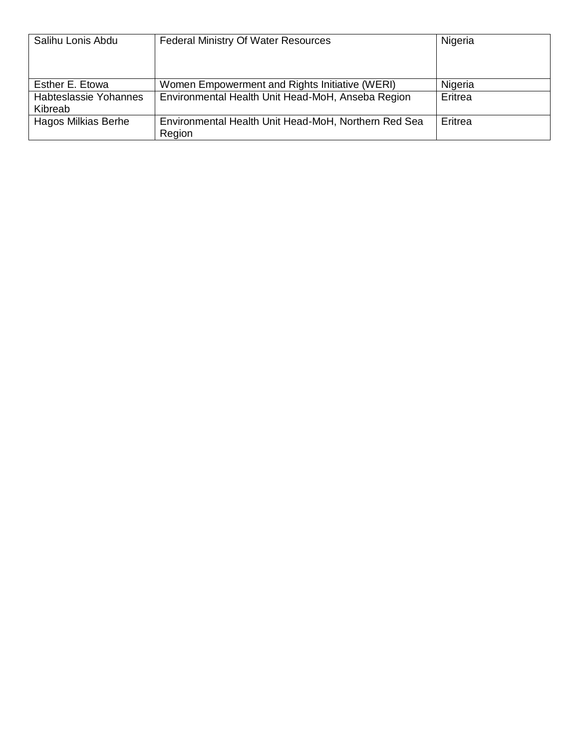| | | |
|---|---|---|
| Salihu Lonis Abdu | Federal Ministry Of Water Resources | Nigeria |
| Esther E. Etowa | Women Empowerment and Rights Initiative (WERI) | Nigeria |
| Habteslassie Yohannes Kibreab | Environmental Health Unit Head-MoH, Anseba Region | Eritrea |
| Hagos Milkias Berhe | Environmental Health Unit Head-MoH, Northern Red Sea Region | Eritrea |